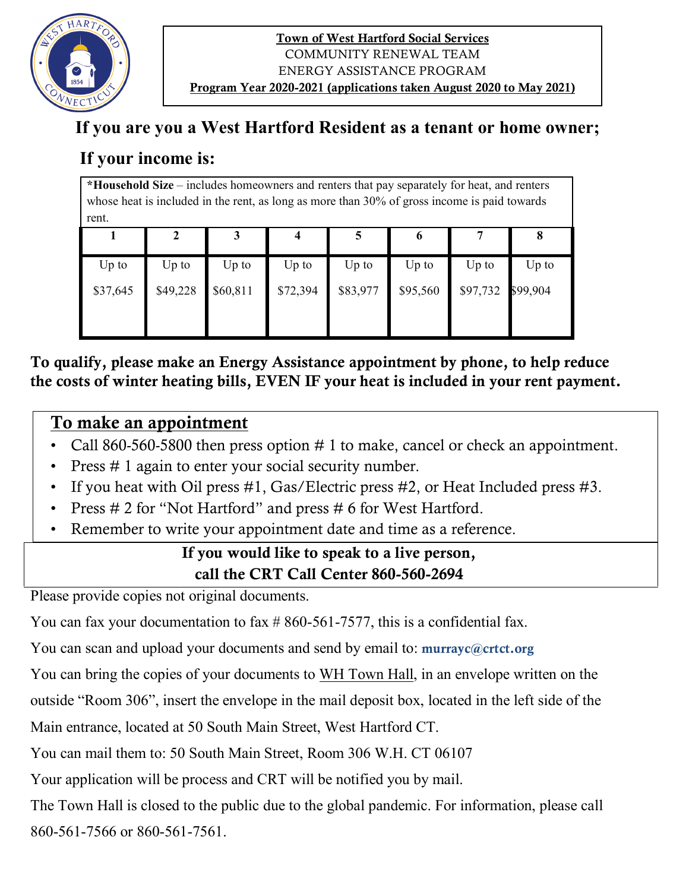**Town of West Hartford Social Services**
COMMUNITY RENEWAL TEAM
ENERGY ASSISTANCE PROGRAM
**Program Year 2020-2021 (applications taken August 2020 to May 2021)**

## If you are you a West Hartford Resident as a tenant or home owner;

## If your income is:

**\*Household Size** – includes homeowners and renters that pay separately for heat, and renters whose heat is included in the rent, as long as more than 30% of gross income is paid towards rent.

| 1 | 2 | 3 | 4 | 5 | 6 | 7 | 8 |
|---|---|---|---|---|---|---|---|
| Up to $37,645 | Up to $49,228 | Up to $60,811 | Up to $72,394 | Up to $83,977 | Up to $95,560 | Up to $97,732 | Up to $99,904 |

**To qualify, please make an Energy Assistance appointment by phone, to help reduce the costs of winter heating bills, EVEN IF your heat is included in your rent payment.**

## To make an appointment

- Call 860-560-5800 then press option # 1 to make, cancel or check an appointment.
- Press # 1 again to enter your social security number.
- If you heat with Oil press #1, Gas/Electric press #2, or Heat Included press #3.
- Press # 2 for "Not Hartford" and press # 6 for West Hartford.
- Remember to write your appointment date and time as a reference.

**If you would like to speak to a live person, call the CRT Call Center 860-560-2694**

Please provide copies not original documents.

You can fax your documentation to fax # 860-561-7577, this is a confidential fax.

You can scan and upload your documents and send by email to: **murrayc@crtct.org**

You can bring the copies of your documents to WH Town Hall, in an envelope written on the outside "Room 306", insert the envelope in the mail deposit box, located in the left side of the Main entrance, located at 50 South Main Street, West Hartford CT.

You can mail them to: 50 South Main Street, Room 306 W.H. CT 06107

Your application will be process and CRT will be notified you by mail.

The Town Hall is closed to the public due to the global pandemic. For information, please call 860-561-7566 or 860-561-7561.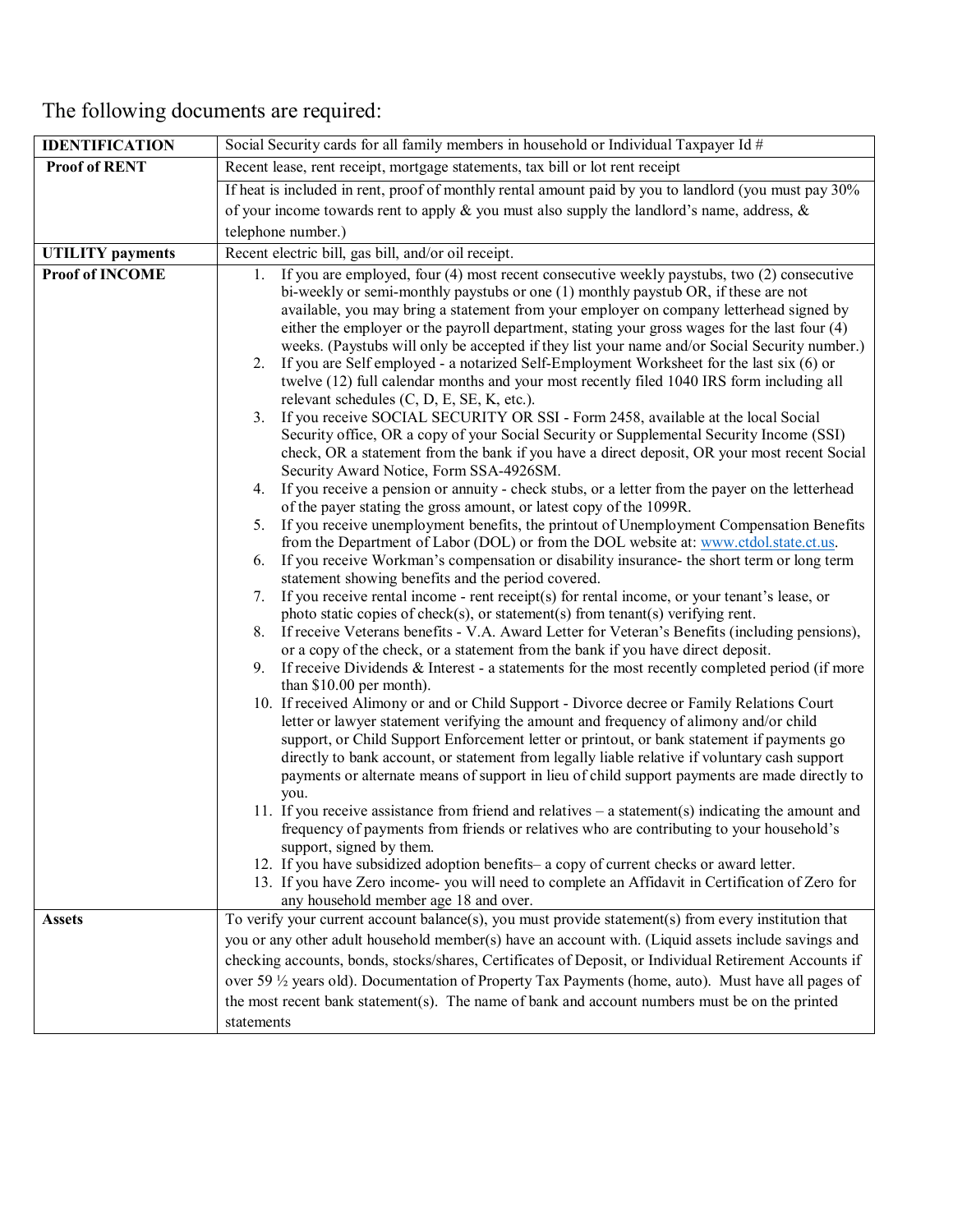The following documents are required:

| | |
|---|---|
| **IDENTIFICATION** | Social Security cards for all family members in household or Individual Taxpayer Id # |
| **Proof of RENT** | Recent lease, rent receipt, mortgage statements, tax bill or lot rent receipt |
| | If heat is included in rent, proof of monthly rental amount paid by you to landlord (you must pay 30% of your income towards rent to apply & you must also supply the landlord's name, address, & telephone number.) |
| **UTILITY payments** | Recent electric bill, gas bill, and/or oil receipt. |
| **Proof of INCOME** | 1. If you are employed, four (4) most recent consecutive weekly paystubs, two (2) consecutive bi-weekly or semi-monthly paystubs or one (1) monthly paystub OR, if these are not available, you may bring a statement from your employer on company letterhead signed by either the employer or the payroll department, stating your gross wages for the last four (4) weeks. (Paystubs will only be accepted if they list your name and/or Social Security number.)<br>2. If you are Self employed - a notarized Self-Employment Worksheet for the last six (6) or twelve (12) full calendar months and your most recently filed 1040 IRS form including all relevant schedules (C, D, E, SE, K, etc.).<br>3. If you receive SOCIAL SECURITY OR SSI - Form 2458, available at the local Social Security office, OR a copy of your Social Security or Supplemental Security Income (SSI) check, OR a statement from the bank if you have a direct deposit, OR your most recent Social Security Award Notice, Form SSA-4926SM.<br>4. If you receive a pension or annuity - check stubs, or a letter from the payer on the letterhead of the payer stating the gross amount, or latest copy of the 1099R.<br>5. If you receive unemployment benefits, the printout of Unemployment Compensation Benefits from the Department of Labor (DOL) or from the DOL website at: www.ctdol.state.ct.us.<br>6. If you receive Workman's compensation or disability insurance- the short term or long term statement showing benefits and the period covered.<br>7. If you receive rental income - rent receipt(s) for rental income, or your tenant's lease, or photo static copies of check(s), or statement(s) from tenant(s) verifying rent.<br>8. If receive Veterans benefits - V.A. Award Letter for Veteran's Benefits (including pensions), or a copy of the check, or a statement from the bank if you have direct deposit.<br>9. If receive Dividends & Interest - a statements for the most recently completed period (if more than $10.00 per month).<br>10. If received Alimony or and or Child Support - Divorce decree or Family Relations Court letter or lawyer statement verifying the amount and frequency of alimony and/or child support, or Child Support Enforcement letter or printout, or bank statement if payments go directly to bank account, or statement from legally liable relative if voluntary cash support payments or alternate means of support in lieu of child support payments are made directly to you.<br>11. If you receive assistance from friend and relatives – a statement(s) indicating the amount and frequency of payments from friends or relatives who are contributing to your household's support, signed by them.<br>12. If you have subsidized adoption benefits– a copy of current checks or award letter.<br>13. If you have Zero income- you will need to complete an Affidavit in Certification of Zero for any household member age 18 and over. |
| **Assets** | To verify your current account balance(s), you must provide statement(s) from every institution that you or any other adult household member(s) have an account with. (Liquid assets include savings and checking accounts, bonds, stocks/shares, Certificates of Deposit, or Individual Retirement Accounts if over 59 ½ years old). Documentation of Property Tax Payments (home, auto). Must have all pages of the most recent bank statement(s). The name of bank and account numbers must be on the printed statements |